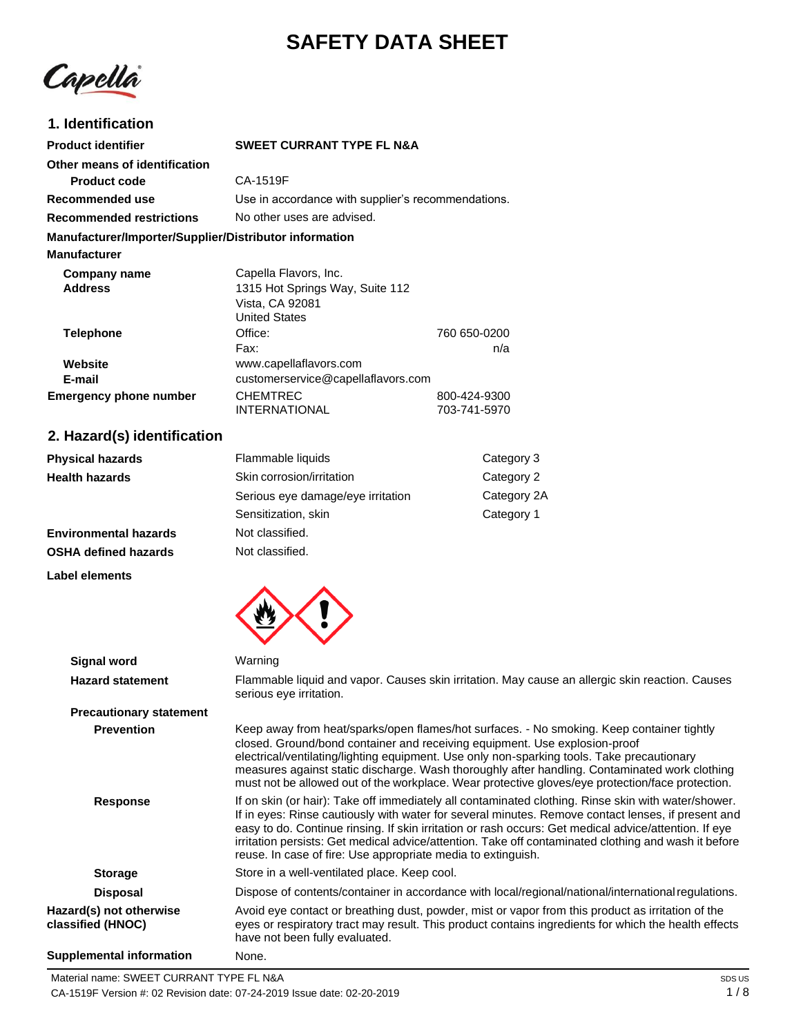# SAFETY DATA SHEET

## 1. Identification

| | | |
|---|---|---|
| **Product identifier** | **SWEET CURRANT TYPE FL N&A** | |
| **Other means of identification** | | |
| **Product code** | CA-1519F | |
| **Recommended use** | Use in accordance with supplier's recommendations. | |
| **Recommended restrictions** | No other uses are advised. | |

**Manufacturer/Importer/Supplier/Distributor information**

**Manufacturer**

| | | |
|---|---|---|
| **Company name** | Capella Flavors, Inc. | |
| **Address** | 1315 Hot Springs Way, Suite 112<br>Vista, CA 92081<br>United States | |
| **Telephone** | Office: | 760 650-0200 |
| | Fax: | n/a |
| **Website** | www.capellaflavors.com | |
| **E-mail** | customerservice@capellaflavors.com | |
| **Emergency phone number** | CHEMTREC | 800-424-9300 |
| | INTERNATIONAL | 703-741-5970 |

## 2. Hazard(s) identification

| | | |
|---|---|---|
| **Physical hazards** | Flammable liquids | Category 3 |
| **Health hazards** | Skin corrosion/irritation | Category 2 |
| | Serious eye damage/eye irritation | Category 2A |
| | Sensitization, skin | Category 1 |
| **Environmental hazards** | Not classified. | |
| **OSHA defined hazards** | Not classified. | |

**Label elements**

**Signal word** Warning

**Hazard statement** Flammable liquid and vapor. Causes skin irritation. May cause an allergic skin reaction. Causes serious eye irritation.

**Precautionary statement**

**Prevention** Keep away from heat/sparks/open flames/hot surfaces. - No smoking. Keep container tightly closed. Ground/bond container and receiving equipment. Use explosion-proof electrical/ventilating/lighting equipment. Use only non-sparking tools. Take precautionary measures against static discharge. Wash thoroughly after handling. Contaminated work clothing must not be allowed out of the workplace. Wear protective gloves/eye protection/face protection.

**Response** If on skin (or hair): Take off immediately all contaminated clothing. Rinse skin with water/shower. If in eyes: Rinse cautiously with water for several minutes. Remove contact lenses, if present and easy to do. Continue rinsing. If skin irritation or rash occurs: Get medical advice/attention. If eye irritation persists: Get medical advice/attention. Take off contaminated clothing and wash it before reuse. In case of fire: Use appropriate media to extinguish.

**Storage** Store in a well-ventilated place. Keep cool.

**Disposal** Dispose of contents/container in accordance with local/regional/national/international regulations.

**Hazard(s) not otherwise classified (HNOC)** Avoid eye contact or breathing dust, powder, mist or vapor from this product as irritation of the eyes or respiratory tract may result. This product contains ingredients for which the health effects have not been fully evaluated.

**Supplemental information** None.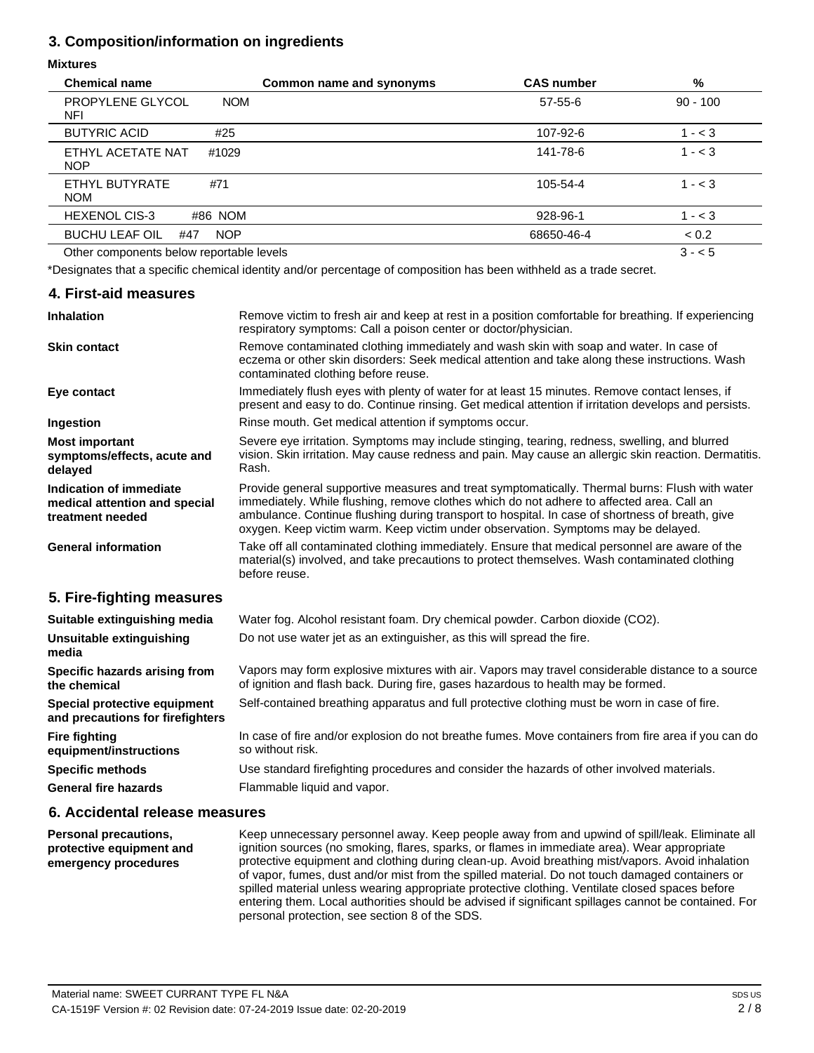## 3. Composition/information on ingredients

**Mixtures**

| Chemical name | Common name and synonyms | CAS number | % |
|---|---|---|---|
| PROPYLENE GLYCOL NOM NFI | | 57-55-6 | 90 - 100 |
| BUTYRIC ACID #25 | | 107-92-6 | 1 - < 3 |
| ETHYL ACETATE NAT #1029 NOP | | 141-78-6 | 1 - < 3 |
| ETHYL BUTYRATE #71 NOM | | 105-54-4 | 1 - < 3 |
| HEXENOL CIS-3 #86 NOM | | 928-96-1 | 1 - < 3 |
| BUCHU LEAF OIL #47 NOP | | 68650-46-4 | < 0.2 |
| Other components below reportable levels | | | 3 - < 5 |

*Designates that a specific chemical identity and/or percentage of composition has been withheld as a trade secret.

## 4. First-aid measures

**Inhalation**
Remove victim to fresh air and keep at rest in a position comfortable for breathing. If experiencing respiratory symptoms: Call a poison center or doctor/physician.

**Skin contact**
Remove contaminated clothing immediately and wash skin with soap and water. In case of eczema or other skin disorders: Seek medical attention and take along these instructions. Wash contaminated clothing before reuse.

**Eye contact**
Immediately flush eyes with plenty of water for at least 15 minutes. Remove contact lenses, if present and easy to do. Continue rinsing. Get medical attention if irritation develops and persists.

**Ingestion**
Rinse mouth. Get medical attention if symptoms occur.

**Most important symptoms/effects, acute and delayed**
Severe eye irritation. Symptoms may include stinging, tearing, redness, swelling, and blurred vision. Skin irritation. May cause redness and pain. May cause an allergic skin reaction. Dermatitis. Rash.

**Indication of immediate medical attention and special treatment needed**
Provide general supportive measures and treat symptomatically. Thermal burns: Flush with water immediately. While flushing, remove clothes which do not adhere to affected area. Call an ambulance. Continue flushing during transport to hospital. In case of shortness of breath, give oxygen. Keep victim warm. Keep victim under observation. Symptoms may be delayed.

**General information**
Take off all contaminated clothing immediately. Ensure that medical personnel are aware of the material(s) involved, and take precautions to protect themselves. Wash contaminated clothing before reuse.

## 5. Fire-fighting measures

**Suitable extinguishing media**
Water fog. Alcohol resistant foam. Dry chemical powder. Carbon dioxide ($CO_2$).

**Unsuitable extinguishing media**
Do not use water jet as an extinguisher, as this will spread the fire.

**Specific hazards arising from the chemical**
Vapors may form explosive mixtures with air. Vapors may travel considerable distance to a source of ignition and flash back. During fire, gases hazardous to health may be formed.

**Special protective equipment and precautions for firefighters**
Self-contained breathing apparatus and full protective clothing must be worn in case of fire.

**Fire fighting equipment/instructions**
In case of fire and/or explosion do not breathe fumes. Move containers from fire area if you can do so without risk.

**Specific methods**
Use standard firefighting procedures and consider the hazards of other involved materials.

**General fire hazards**
Flammable liquid and vapor.

## 6. Accidental release measures

**Personal precautions, protective equipment and emergency procedures**
Keep unnecessary personnel away. Keep people away from and upwind of spill/leak. Eliminate all ignition sources (no smoking, flares, sparks, or flames in immediate area). Wear appropriate protective equipment and clothing during clean-up. Avoid breathing mist/vapors. Avoid inhalation of vapor, fumes, dust and/or mist from the spilled material. Do not touch damaged containers or spilled material unless wearing appropriate protective clothing. Ventilate closed spaces before entering them. Local authorities should be advised if significant spillages cannot be contained. For personal protection, see section 8 of the SDS.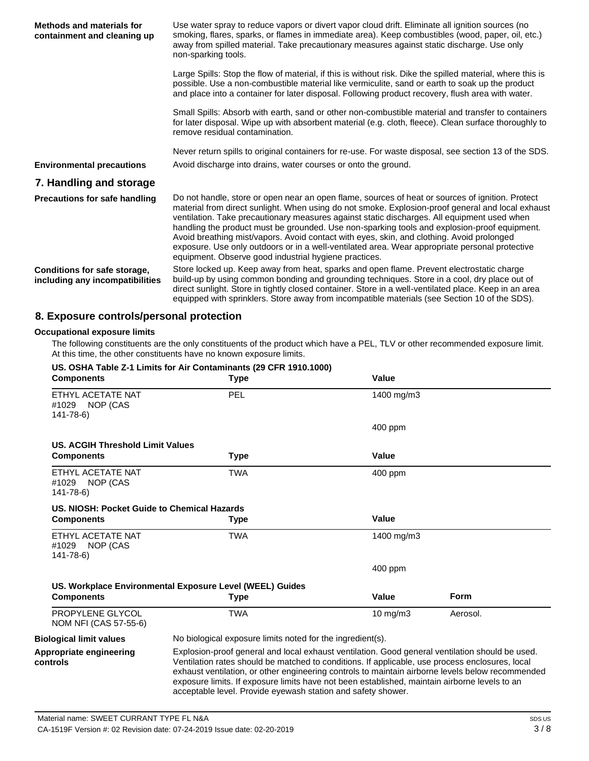**Methods and materials for containment and cleaning up**

Use water spray to reduce vapors or divert vapor cloud drift. Eliminate all ignition sources (no smoking, flares, sparks, or flames in immediate area). Keep combustibles (wood, paper, oil, etc.) away from spilled material. Take precautionary measures against static discharge. Use only non-sparking tools.

Large Spills: Stop the flow of material, if this is without risk. Dike the spilled material, where this is possible. Use a non-combustible material like vermiculite, sand or earth to soak up the product and place into a container for later disposal. Following product recovery, flush area with water.

Small Spills: Absorb with earth, sand or other non-combustible material and transfer to containers for later disposal. Wipe up with absorbent material (e.g. cloth, fleece). Clean surface thoroughly to remove residual contamination.

Never return spills to original containers for re-use. For waste disposal, see section 13 of the SDS.

**Environmental precautions**

Avoid discharge into drains, water courses or onto the ground.

## 7. Handling and storage

**Precautions for safe handling**

Do not handle, store or open near an open flame, sources of heat or sources of ignition. Protect material from direct sunlight. When using do not smoke. Explosion-proof general and local exhaust ventilation. Take precautionary measures against static discharges. All equipment used when handling the product must be grounded. Use non-sparking tools and explosion-proof equipment. Avoid breathing mist/vapors. Avoid contact with eyes, skin, and clothing. Avoid prolonged exposure. Use only outdoors or in a well-ventilated area. Wear appropriate personal protective equipment. Observe good industrial hygiene practices.

**Conditions for safe storage, including any incompatibilities**

Store locked up. Keep away from heat, sparks and open flame. Prevent electrostatic charge build-up by using common bonding and grounding techniques. Store in a cool, dry place out of direct sunlight. Store in tightly closed container. Store in a well-ventilated place. Keep in an area equipped with sprinklers. Store away from incompatible materials (see Section 10 of the SDS).

## 8. Exposure controls/personal protection

### Occupational exposure limits

The following constituents are the only constituents of the product which have a PEL, TLV or other recommended exposure limit. At this time, the other constituents have no known exposure limits.

**US. OSHA Table Z-1 Limits for Air Contaminants (29 CFR 1910.1000)**

| Components | Type | Value |
|---|---|---|
| ETHYL ACETATE NAT #1029 NOP (CAS 141-78-6) | PEL | 1400 mg/m3 |
| | | 400 ppm |

**US. ACGIH Threshold Limit Values**

| Components | Type | Value |
|---|---|---|
| ETHYL ACETATE NAT #1029 NOP (CAS 141-78-6) | TWA | 400 ppm |

**US. NIOSH: Pocket Guide to Chemical Hazards**

| Components | Type | Value |
|---|---|---|
| ETHYL ACETATE NAT #1029 NOP (CAS 141-78-6) | TWA | 1400 mg/m3 |
| | | 400 ppm |

**US. Workplace Environmental Exposure Level (WEEL) Guides**

| Components | Type | Value | Form |
|---|---|---|---|
| PROPYLENE GLYCOL NOM NFI (CAS 57-55-6) | TWA | 10 mg/m3 | Aerosol. |

**Biological limit values**

No biological exposure limits noted for the ingredient(s).

**Appropriate engineering controls**

Explosion-proof general and local exhaust ventilation. Good general ventilation should be used. Ventilation rates should be matched to conditions. If applicable, use process enclosures, local exhaust ventilation, or other engineering controls to maintain airborne levels below recommended exposure limits. If exposure limits have not been established, maintain airborne levels to an acceptable level. Provide eyewash station and safety shower.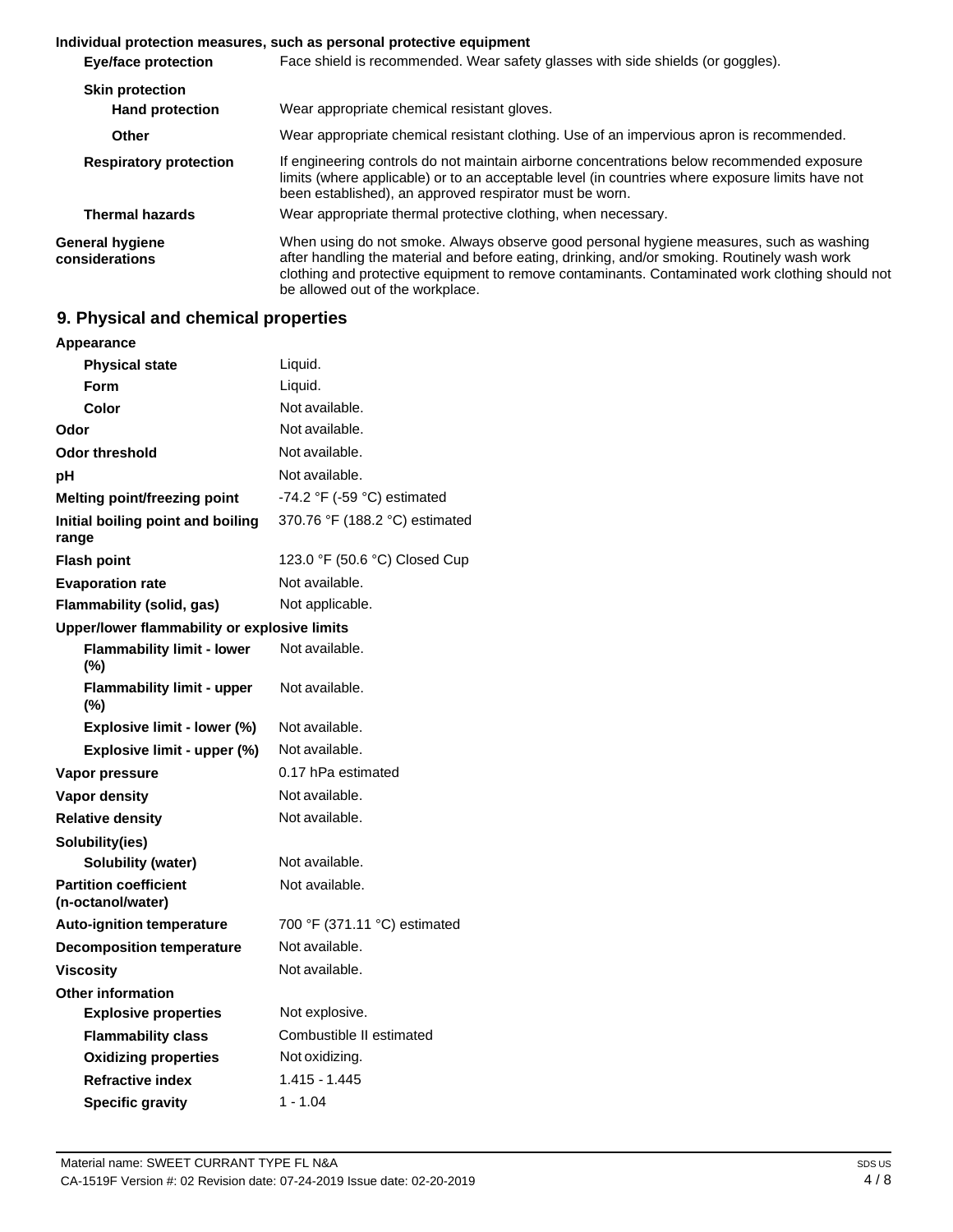**Individual protection measures, such as personal protective equipment**

| | |
|---|---|
| **Eye/face protection** | Face shield is recommended. Wear safety glasses with side shields (or goggles). |
| **Skin protection** | |
| **Hand protection** | Wear appropriate chemical resistant gloves. |
| **Other** | Wear appropriate chemical resistant clothing. Use of an impervious apron is recommended. |
| **Respiratory protection** | If engineering controls do not maintain airborne concentrations below recommended exposure limits (where applicable) or to an acceptable level (in countries where exposure limits have not been established), an approved respirator must be worn. |
| **Thermal hazards** | Wear appropriate thermal protective clothing, when necessary. |
| **General hygiene considerations** | When using do not smoke. Always observe good personal hygiene measures, such as washing after handling the material and before eating, drinking, and/or smoking. Routinely wash work clothing and protective equipment to remove contaminants. Contaminated work clothing should not be allowed out of the workplace. |

## 9. Physical and chemical properties

| | |
|---|---|
| **Appearance** | |
| **Physical state** | Liquid. |
| **Form** | Liquid. |
| **Color** | Not available. |
| **Odor** | Not available. |
| **Odor threshold** | Not available. |
| **pH** | Not available. |
| **Melting point/freezing point** | -74.2 °F (-59 °C) estimated |
| **Initial boiling point and boiling range** | 370.76 °F (188.2 °C) estimated |
| **Flash point** | 123.0 °F (50.6 °C) Closed Cup |
| **Evaporation rate** | Not available. |
| **Flammability (solid, gas)** | Not applicable. |
| **Upper/lower flammability or explosive limits** | |
| **Flammability limit - lower (%)** | Not available. |
| **Flammability limit - upper (%)** | Not available. |
| **Explosive limit - lower (%)** | Not available. |
| **Explosive limit - upper (%)** | Not available. |
| **Vapor pressure** | 0.17 hPa estimated |
| **Vapor density** | Not available. |
| **Relative density** | Not available. |
| **Solubility(ies)** | |
| **Solubility (water)** | Not available. |
| **Partition coefficient (n-octanol/water)** | Not available. |
| **Auto-ignition temperature** | 700 °F (371.11 °C) estimated |
| **Decomposition temperature** | Not available. |
| **Viscosity** | Not available. |
| **Other information** | |
| **Explosive properties** | Not explosive. |
| **Flammability class** | Combustible II estimated |
| **Oxidizing properties** | Not oxidizing. |
| **Refractive index** | 1.415 - 1.445 |
| **Specific gravity** | 1 - 1.04 |

Material name: SWEET CURRANT TYPE FL N&A

CA-1519F Version #: 02 Revision date: 07-24-2019 Issue date: 02-20-2019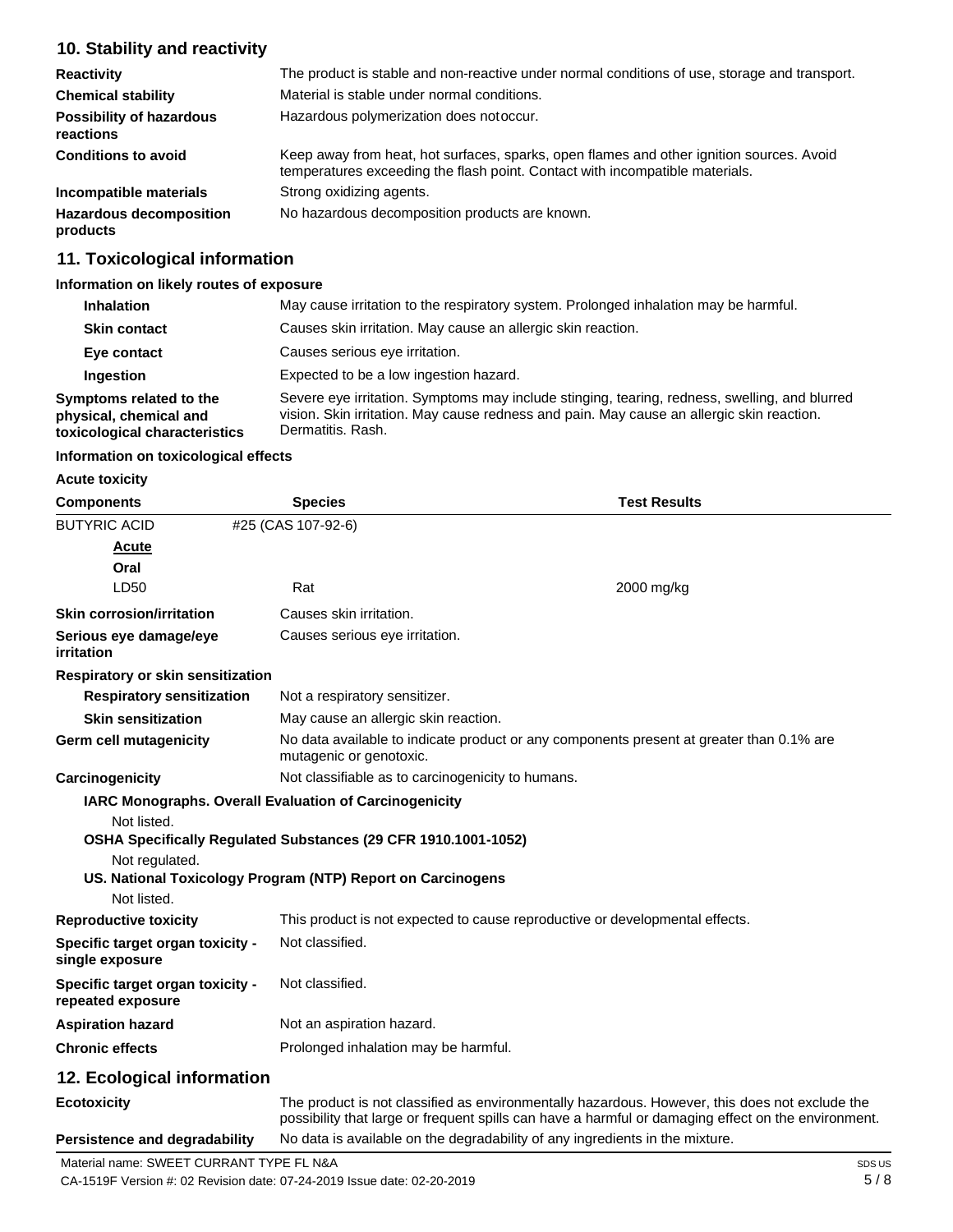## 10. Stability and reactivity

| | |
|---|---|
| **Reactivity** | The product is stable and non-reactive under normal conditions of use, storage and transport. |
| **Chemical stability** | Material is stable under normal conditions. |
| **Possibility of hazardous reactions** | Hazardous polymerization does notoccur. |
| **Conditions to avoid** | Keep away from heat, hot surfaces, sparks, open flames and other ignition sources. Avoid temperatures exceeding the flash point. Contact with incompatible materials. |
| **Incompatible materials** | Strong oxidizing agents. |
| **Hazardous decomposition products** | No hazardous decomposition products are known. |

## 11. Toxicological information

**Information on likely routes of exposure**

| | |
|---|---|
| **Inhalation** | May cause irritation to the respiratory system. Prolonged inhalation may be harmful. |
| **Skin contact** | Causes skin irritation. May cause an allergic skin reaction. |
| **Eye contact** | Causes serious eye irritation. |
| **Ingestion** | Expected to be a low ingestion hazard. |
| **Symptoms related to the physical, chemical and toxicological characteristics** | Severe eye irritation. Symptoms may include stinging, tearing, redness, swelling, and blurred vision. Skin irritation. May cause redness and pain. May cause an allergic skin reaction. Dermatitis. Rash. |

**Information on toxicological effects**

**Acute toxicity**

| Components | Species | Test Results |
|---|---|---|
| BUTYRIC ACID | #25 (CAS 107-92-6) | |
| **Acute** | | |
| **Oral** | | |
| LD50 | Rat | 2000 mg/kg |

| | |
|---|---|
| **Skin corrosion/irritation** | Causes skin irritation. |
| **Serious eye damage/eye irritation** | Causes serious eye irritation. |
| **Respiratory or skin sensitization** | |
| **Respiratory sensitization** | Not a respiratory sensitizer. |
| **Skin sensitization** | May cause an allergic skin reaction. |
| **Germ cell mutagenicity** | No data available to indicate product or any components present at greater than 0.1% are mutagenic or genotoxic. |
| **Carcinogenicity** | Not classifiable as to carcinogenicity to humans. |

**IARC Monographs. Overall Evaluation of Carcinogenicity**

Not listed.

**OSHA Specifically Regulated Substances (29 CFR 1910.1001-1052)**

Not regulated.

**US. National Toxicology Program (NTP) Report on Carcinogens**

Not listed.

| | |
|---|---|
| **Reproductive toxicity** | This product is not expected to cause reproductive or developmental effects. |
| **Specific target organ toxicity - single exposure** | Not classified. |
| **Specific target organ toxicity - repeated exposure** | Not classified. |
| **Aspiration hazard** | Not an aspiration hazard. |
| **Chronic effects** | Prolonged inhalation may be harmful. |

## 12. Ecological information

| | |
|---|---|
| **Ecotoxicity** | The product is not classified as environmentally hazardous. However, this does not exclude the possibility that large or frequent spills can have a harmful or damaging effect on the environment. |
| **Persistence and degradability** | No data is available on the degradability of any ingredients in the mixture. |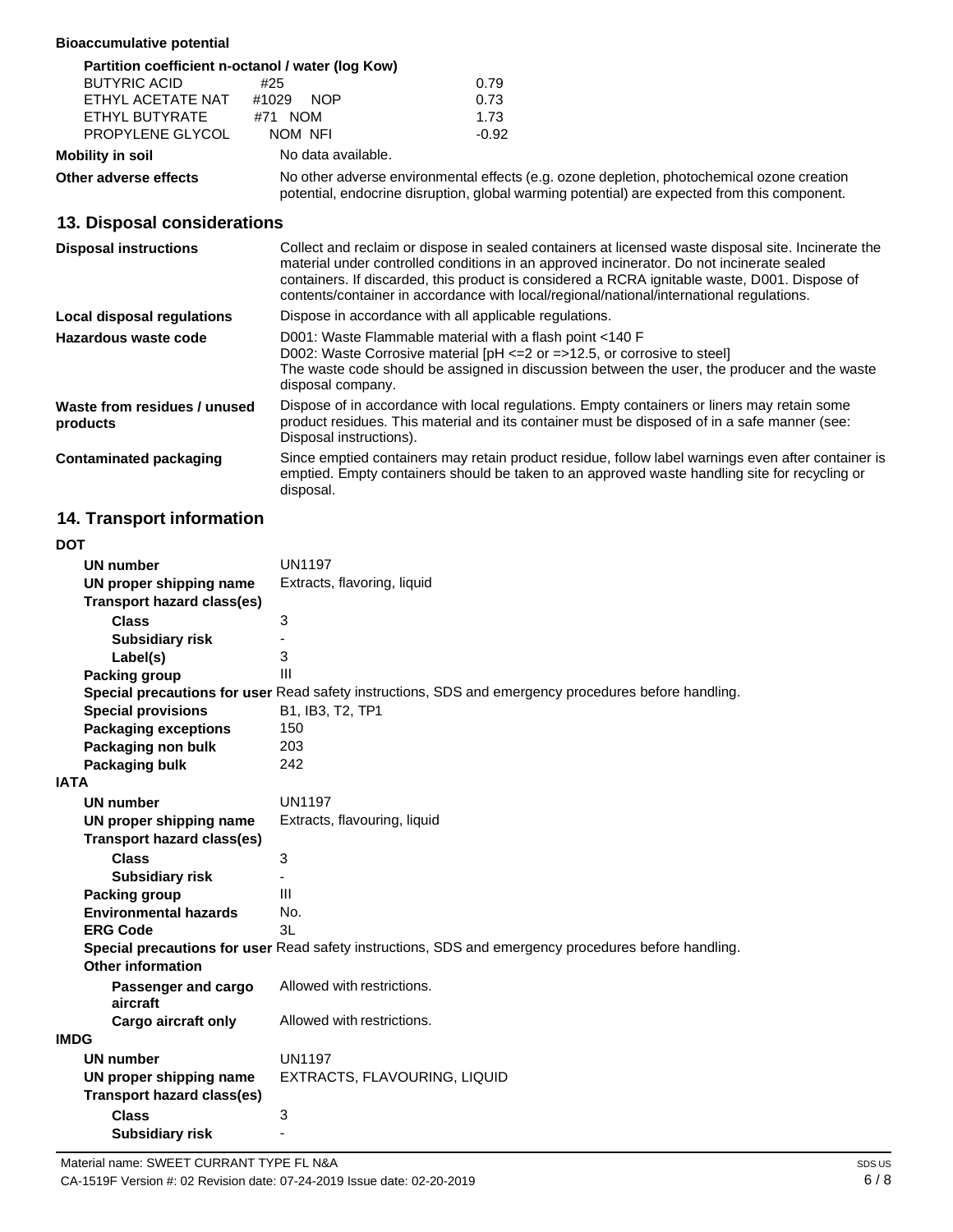**Bioaccumulative potential**

**Partition coefficient n-octanol / water (log Kow)**

| | | |
|---|---|---|
| BUTYRIC ACID | #25 | 0.79 |
| ETHYL ACETATE NAT | #1029 NOP | 0.73 |
| ETHYL BUTYRATE | #71 NOM | 1.73 |
| PROPYLENE GLYCOL | NOM NFI | -0.92 |

**Mobility in soil** No data available.

**Other adverse effects** No other adverse environmental effects (e.g. ozone depletion, photochemical ozone creation potential, endocrine disruption, global warming potential) are expected from this component.

## 13. Disposal considerations

**Disposal instructions** Collect and reclaim or dispose in sealed containers at licensed waste disposal site. Incinerate the material under controlled conditions in an approved incinerator. Do not incinerate sealed containers. If discarded, this product is considered a RCRA ignitable waste, D001. Dispose of contents/container in accordance with local/regional/national/international regulations.

**Local disposal regulations** Dispose in accordance with all applicable regulations.

**Hazardous waste code** D001: Waste Flammable material with a flash point <140 F
D002: Waste Corrosive material [pH <=2 or =>12.5, or corrosive to steel]
The waste code should be assigned in discussion between the user, the producer and the waste disposal company.

**Waste from residues / unused products** Dispose of in accordance with local regulations. Empty containers or liners may retain some product residues. This material and its container must be disposed of in a safe manner (see: Disposal instructions).

**Contaminated packaging** Since emptied containers may retain product residue, follow label warnings even after container is emptied. Empty containers should be taken to an approved waste handling site for recycling or disposal.

## 14. Transport information

**DOT**

- **UN number** UN1197
- **UN proper shipping name** Extracts, flavoring, liquid
- **Transport hazard class(es)**
  - **Class** 3
  - **Subsidiary risk** -
  - **Label(s)** 3
- **Packing group** III
- **Special precautions for user** Read safety instructions, SDS and emergency procedures before handling.
- **Special provisions** B1, IB3, T2, TP1
- **Packaging exceptions** 150
- **Packaging non bulk** 203
- **Packaging bulk** 242

**IATA**

- **UN number** UN1197
- **UN proper shipping name** Extracts, flavouring, liquid
- **Transport hazard class(es)**
  - **Class** 3
  - **Subsidiary risk** -
- **Packing group** III
- **Environmental hazards** No.
- **ERG Code** 3L
- **Special precautions for user** Read safety instructions, SDS and emergency procedures before handling.
- **Other information**
  - **Passenger and cargo aircraft** Allowed with restrictions.
  - **Cargo aircraft only** Allowed with restrictions.

**IMDG**

- **UN number** UN1197
- **UN proper shipping name** EXTRACTS, FLAVOURING, LIQUID
- **Transport hazard class(es)**
  - **Class** 3
  - **Subsidiary risk** -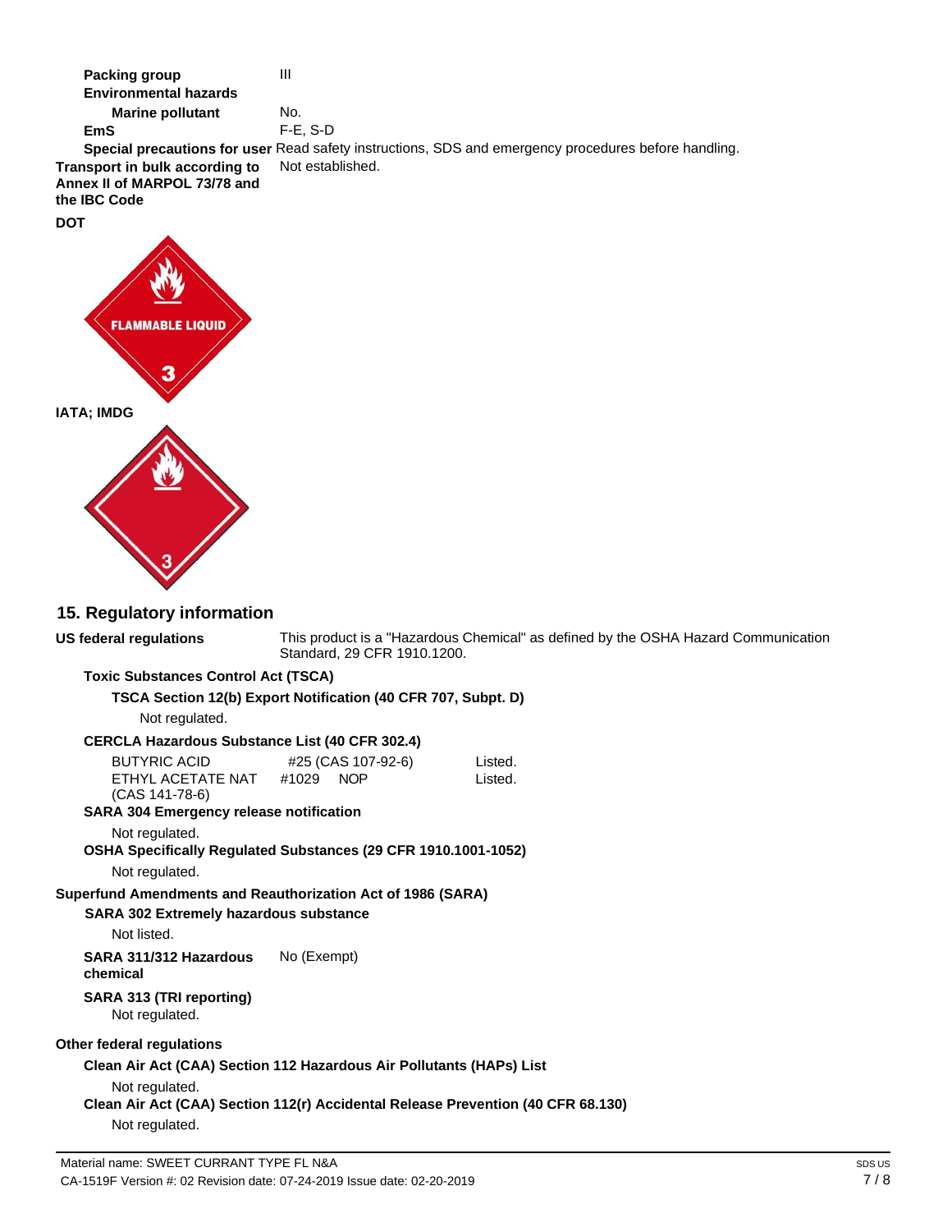**Packing group** III

**Environmental hazards**

**Marine pollutant** No.

**EmS** F-E, S-D

**Special precautions for user** Read safety instructions, SDS and emergency procedures before handling.

**Transport in bulk according to Annex II of MARPOL 73/78 and the IBC Code** Not established.

**DOT**

**IATA; IMDG**

## 15. Regulatory information

**US federal regulations** This product is a "Hazardous Chemical" as defined by the OSHA Hazard Communication Standard, 29 CFR 1910.1200.

**Toxic Substances Control Act (TSCA)**

**TSCA Section 12(b) Export Notification (40 CFR 707, Subpt. D)**

Not regulated.

**CERCLA Hazardous Substance List (40 CFR 302.4)**

| | | |
|---|---|---|
| BUTYRIC ACID | #25 (CAS 107-92-6) | Listed. |
| ETHYL ACETATE NAT (CAS 141-78-6) | #1029 NOP | Listed. |

**SARA 304 Emergency release notification**

Not regulated.

**OSHA Specifically Regulated Substances (29 CFR 1910.1001-1052)**

Not regulated.

**Superfund Amendments and Reauthorization Act of 1986 (SARA)**

**SARA 302 Extremely hazardous substance**

Not listed.

**SARA 311/312 Hazardous chemical** No (Exempt)

**SARA 313 (TRI reporting)**

Not regulated.

**Other federal regulations**

**Clean Air Act (CAA) Section 112 Hazardous Air Pollutants (HAPs) List**

Not regulated.

**Clean Air Act (CAA) Section 112(r) Accidental Release Prevention (40 CFR 68.130)**

Not regulated.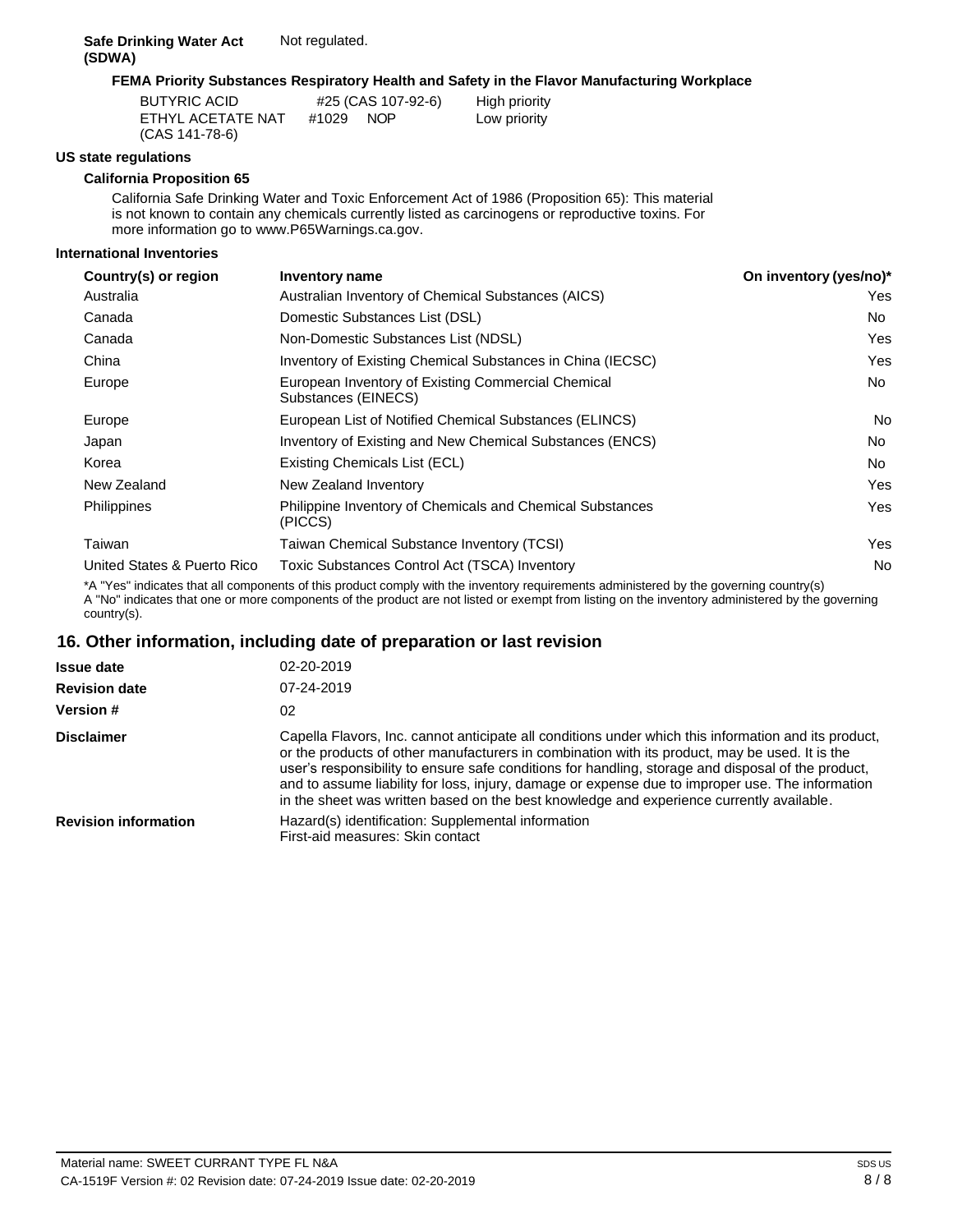**Safe Drinking Water Act (SDWA)** Not regulated.

**FEMA Priority Substances Respiratory Health and Safety in the Flavor Manufacturing Workplace**

| | | |
|---|---|---|
| BUTYRIC ACID | #25 (CAS 107-92-6) | High priority |
| ETHYL ACETATE NAT (CAS 141-78-6) | #1029 NOP | Low priority |

**US state regulations**

**California Proposition 65**

California Safe Drinking Water and Toxic Enforcement Act of 1986 (Proposition 65): This material is not known to contain any chemicals currently listed as carcinogens or reproductive toxins. For more information go to www.P65Warnings.ca.gov.

**International Inventories**

| Country(s) or region | Inventory name | On inventory (yes/no)* |
|---|---|---|
| Australia | Australian Inventory of Chemical Substances (AICS) | Yes |
| Canada | Domestic Substances List (DSL) | No |
| Canada | Non-Domestic Substances List (NDSL) | Yes |
| China | Inventory of Existing Chemical Substances in China (IECSC) | Yes |
| Europe | European Inventory of Existing Commercial Chemical Substances (EINECS) | No |
| Europe | European List of Notified Chemical Substances (ELINCS) | No |
| Japan | Inventory of Existing and New Chemical Substances (ENCS) | No |
| Korea | Existing Chemicals List (ECL) | No |
| New Zealand | New Zealand Inventory | Yes |
| Philippines | Philippine Inventory of Chemicals and Chemical Substances (PICCS) | Yes |
| Taiwan | Taiwan Chemical Substance Inventory (TCSI) | Yes |
| United States & Puerto Rico | Toxic Substances Control Act (TSCA) Inventory | No |

*A "Yes" indicates that all components of this product comply with the inventory requirements administered by the governing country(s)
A "No" indicates that one or more components of the product are not listed or exempt from listing on the inventory administered by the governing country(s).

## 16. Other information, including date of preparation or last revision

**Issue date** 02-20-2019

**Revision date** 07-24-2019

**Version #** 02

**Disclaimer** Capella Flavors, Inc. cannot anticipate all conditions under which this information and its product, or the products of other manufacturers in combination with its product, may be used. It is the user's responsibility to ensure safe conditions for handling, storage and disposal of the product, and to assume liability for loss, injury, damage or expense due to improper use. The information in the sheet was written based on the best knowledge and experience currently available.

**Revision information** Hazard(s) identification: Supplemental information
First-aid measures: Skin contact